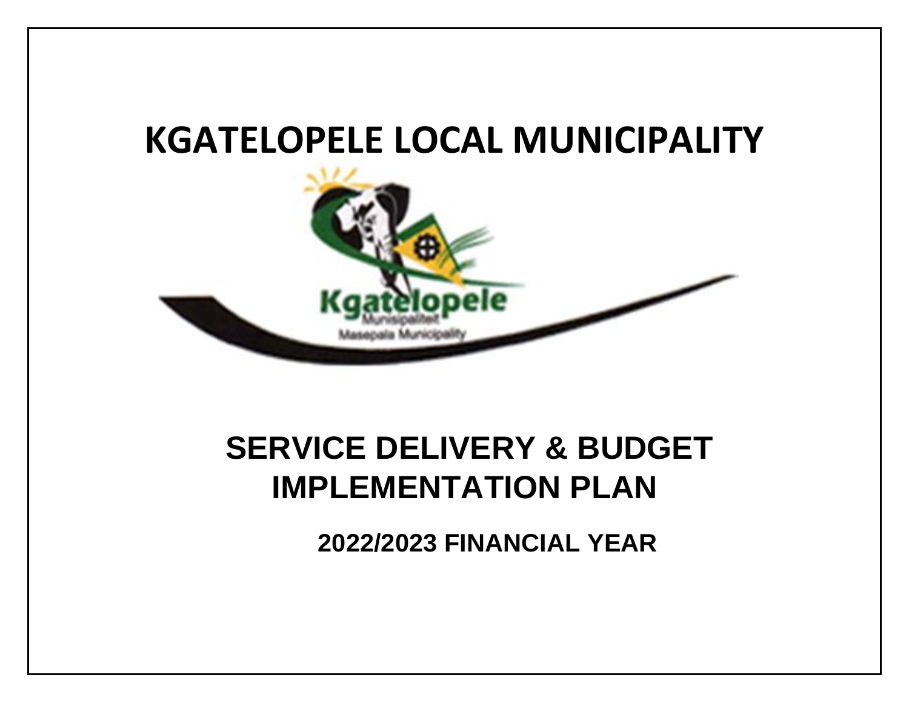# KGATELOPELE LOCAL MUNICIPALITY

Kgatelopele
Munisipaliteit
Masepala Municipality

# SERVICE DELIVERY & BUDGET IMPLEMENTATION PLAN

## 2022/2023 FINANCIAL YEAR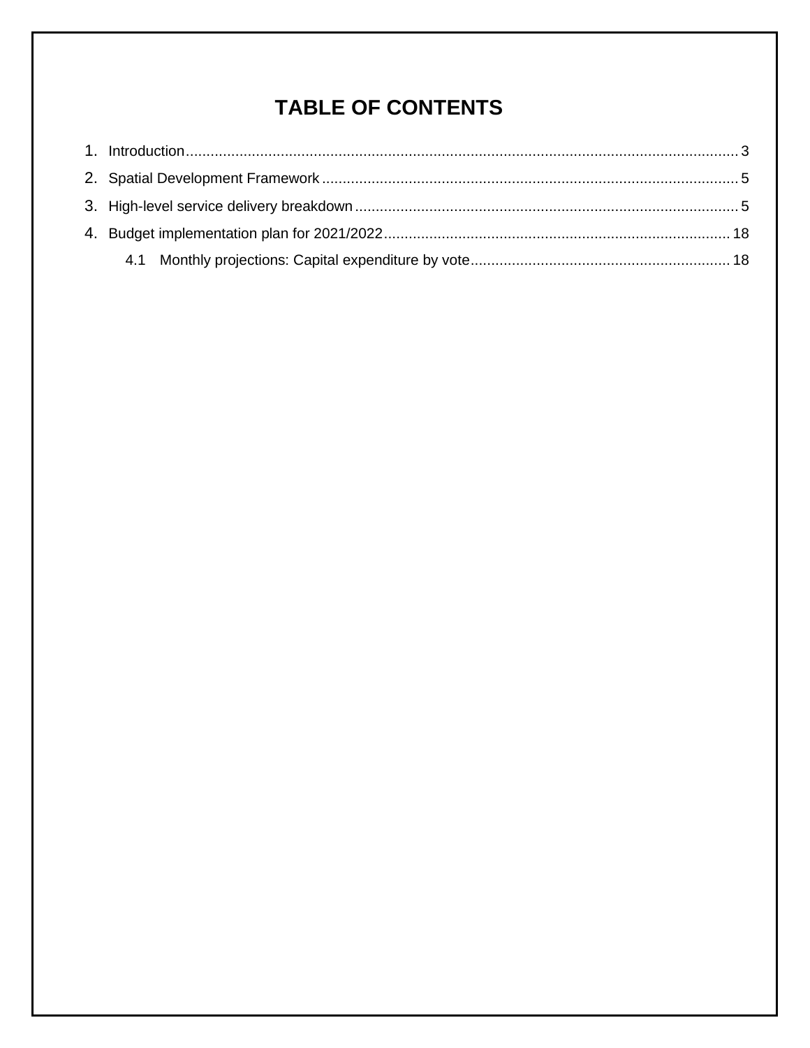# TABLE OF CONTENTS

1. Introduction ........................................................................................................................................ 3
2. Spatial Development Framework ...................................................................................................... 5
3. High-level service delivery breakdown ............................................................................................. 5
4. Budget implementation plan for 2021/2022 .................................................................................... 18
   - 4.1 Monthly projections: Capital expenditure by vote ................................................................ 18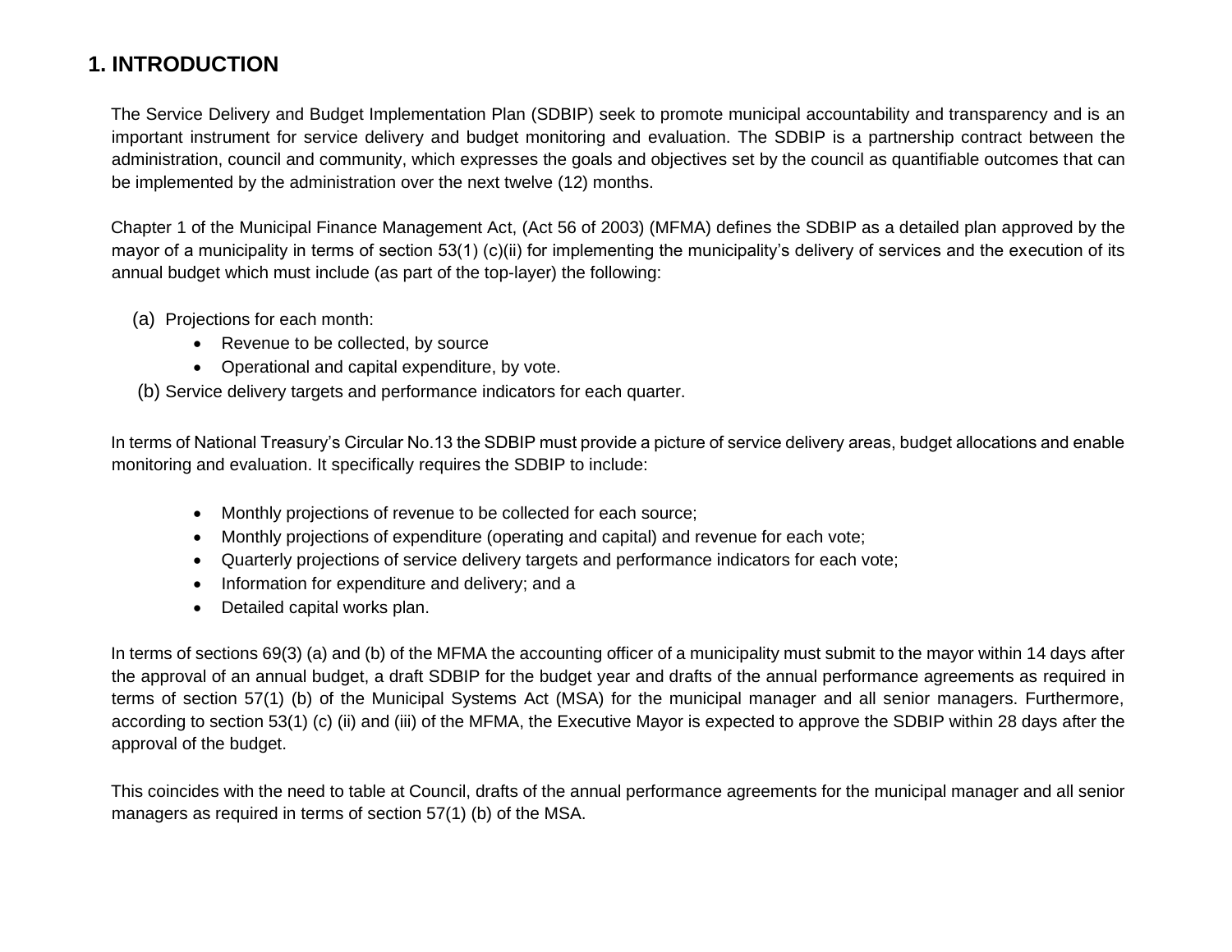# 1. INTRODUCTION

The Service Delivery and Budget Implementation Plan (SDBIP) seek to promote municipal accountability and transparency and is an important instrument for service delivery and budget monitoring and evaluation. The SDBIP is a partnership contract between the administration, council and community, which expresses the goals and objectives set by the council as quantifiable outcomes that can be implemented by the administration over the next twelve (12) months.

Chapter 1 of the Municipal Finance Management Act, (Act 56 of 2003) (MFMA) defines the SDBIP as a detailed plan approved by the mayor of a municipality in terms of section 53(1) (c)(ii) for implementing the municipality's delivery of services and the execution of its annual budget which must include (as part of the top-layer) the following:

(a) Projections for each month:

- Revenue to be collected, by source
- Operational and capital expenditure, by vote.

(b) Service delivery targets and performance indicators for each quarter.

In terms of National Treasury's Circular No.13 the SDBIP must provide a picture of service delivery areas, budget allocations and enable monitoring and evaluation. It specifically requires the SDBIP to include:

- Monthly projections of revenue to be collected for each source;
- Monthly projections of expenditure (operating and capital) and revenue for each vote;
- Quarterly projections of service delivery targets and performance indicators for each vote;
- Information for expenditure and delivery; and a
- Detailed capital works plan.

In terms of sections 69(3) (a) and (b) of the MFMA the accounting officer of a municipality must submit to the mayor within 14 days after the approval of an annual budget, a draft SDBIP for the budget year and drafts of the annual performance agreements as required in terms of section 57(1) (b) of the Municipal Systems Act (MSA) for the municipal manager and all senior managers. Furthermore, according to section 53(1) (c) (ii) and (iii) of the MFMA, the Executive Mayor is expected to approve the SDBIP within 28 days after the approval of the budget.

This coincides with the need to table at Council, drafts of the annual performance agreements for the municipal manager and all senior managers as required in terms of section 57(1) (b) of the MSA.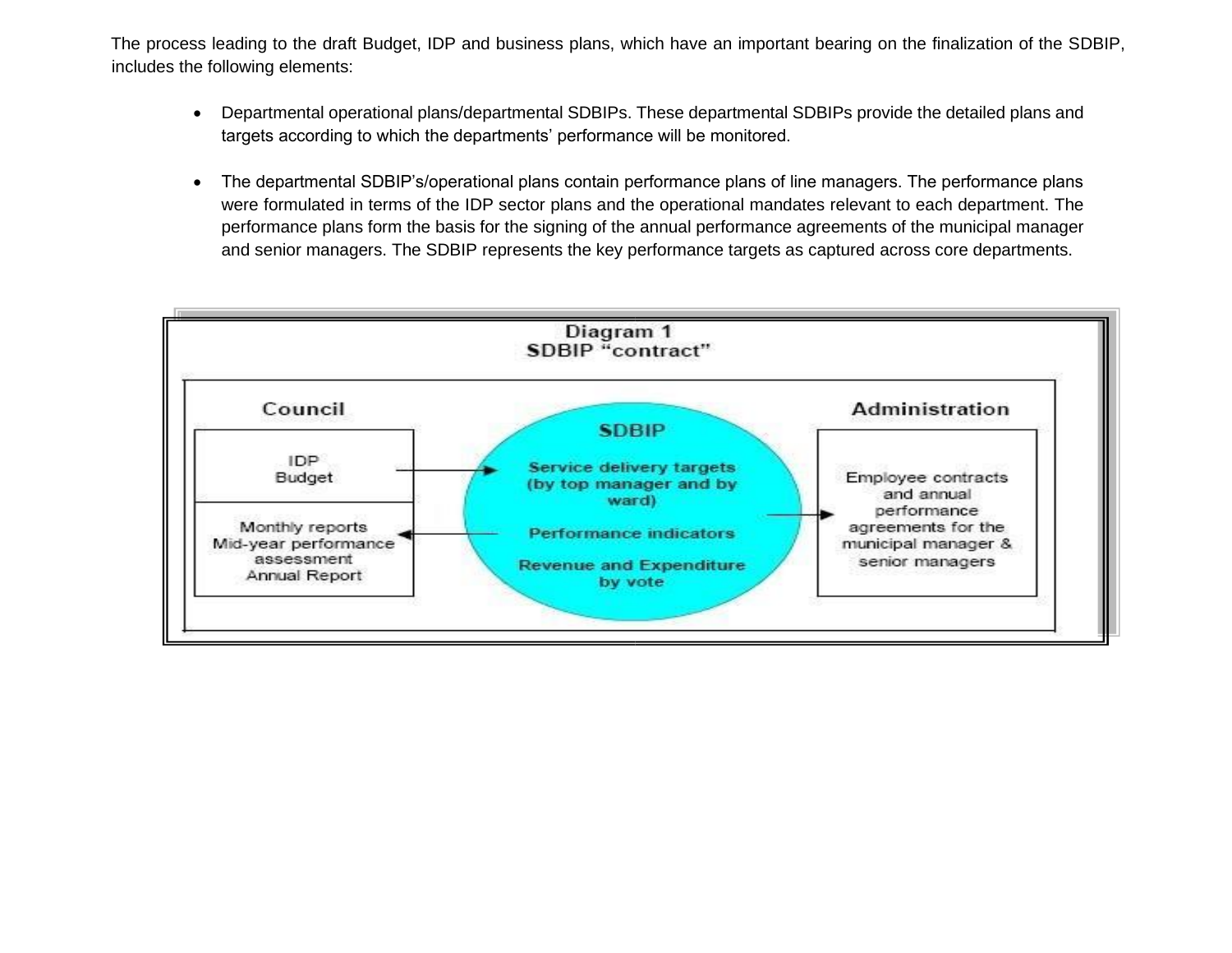The process leading to the draft Budget, IDP and business plans, which have an important bearing on the finalization of the SDBIP, includes the following elements:

- Departmental operational plans/departmental SDBIPs. These departmental SDBIPs provide the detailed plans and targets according to which the departments' performance will be monitored.

- The departmental SDBIP's/operational plans contain performance plans of line managers. The performance plans were formulated in terms of the IDP sector plans and the operational mandates relevant to each department. The performance plans form the basis for the signing of the annual performance agreements of the municipal manager and senior managers. The SDBIP represents the key performance targets as captured across core departments.

**Diagram 1**
**SDBIP "contract"**

| Council | SDBIP | Administration |
|---|---|---|
| IDP<br>Budget → | Service delivery targets (by top manager and by ward) | |
| ← Monthly reports<br>Mid-year performance assessment<br>Annual Report | Performance indicators<br>Revenue and Expenditure by vote | → Employee contracts and annual performance agreements for the municipal manager & senior managers |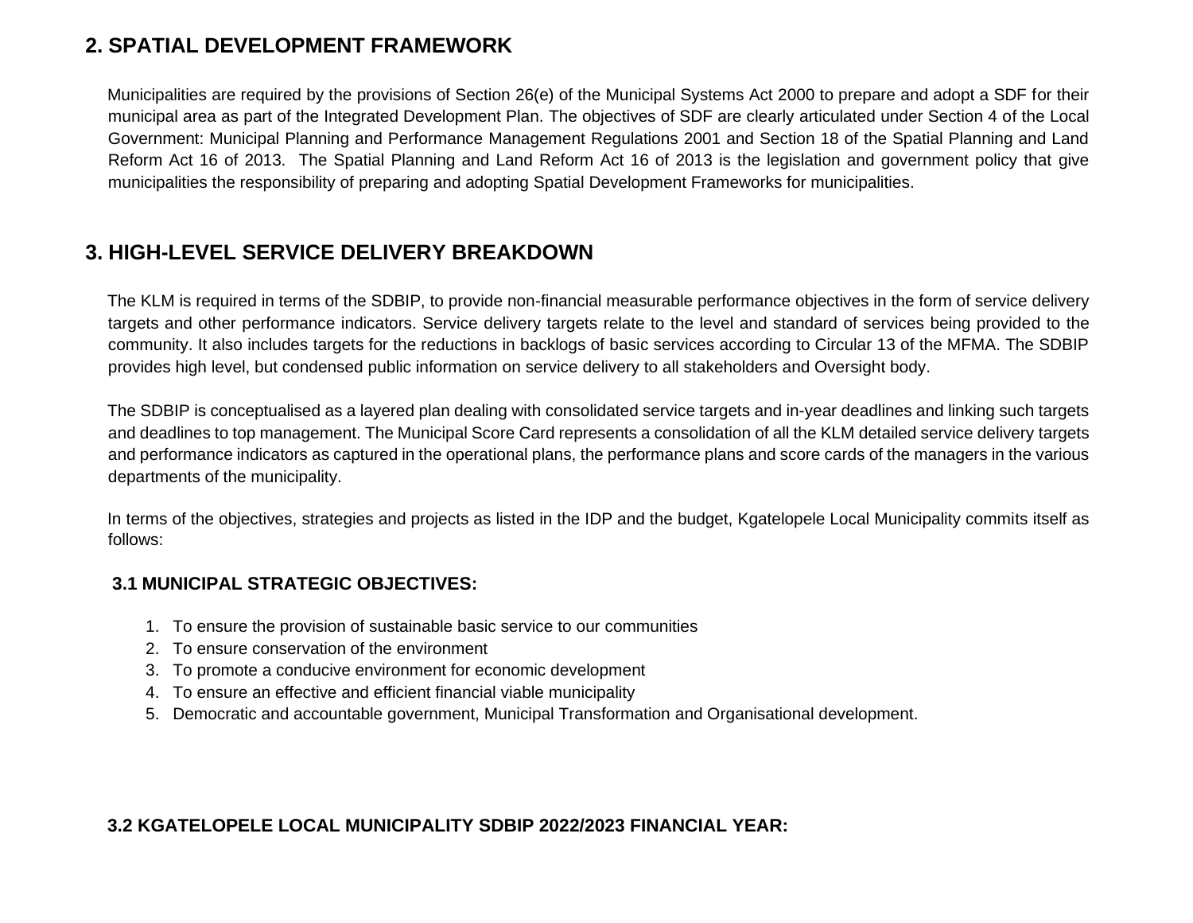## 2. SPATIAL DEVELOPMENT FRAMEWORK

Municipalities are required by the provisions of Section 26(e) of the Municipal Systems Act 2000 to prepare and adopt a SDF for their municipal area as part of the Integrated Development Plan. The objectives of SDF are clearly articulated under Section 4 of the Local Government: Municipal Planning and Performance Management Regulations 2001 and Section 18 of the Spatial Planning and Land Reform Act 16 of 2013. The Spatial Planning and Land Reform Act 16 of 2013 is the legislation and government policy that give municipalities the responsibility of preparing and adopting Spatial Development Frameworks for municipalities.

## 3. HIGH-LEVEL SERVICE DELIVERY BREAKDOWN

The KLM is required in terms of the SDBIP, to provide non-financial measurable performance objectives in the form of service delivery targets and other performance indicators. Service delivery targets relate to the level and standard of services being provided to the community. It also includes targets for the reductions in backlogs of basic services according to Circular 13 of the MFMA. The SDBIP provides high level, but condensed public information on service delivery to all stakeholders and Oversight body.

The SDBIP is conceptualised as a layered plan dealing with consolidated service targets and in-year deadlines and linking such targets and deadlines to top management. The Municipal Score Card represents a consolidation of all the KLM detailed service delivery targets and performance indicators as captured in the operational plans, the performance plans and score cards of the managers in the various departments of the municipality.

In terms of the objectives, strategies and projects as listed in the IDP and the budget, Kgatelopele Local Municipality commits itself as follows:

### 3.1 MUNICIPAL STRATEGIC OBJECTIVES:

1. To ensure the provision of sustainable basic service to our communities
2. To ensure conservation of the environment
3. To promote a conducive environment for economic development
4. To ensure an effective and efficient financial viable municipality
5. Democratic and accountable government, Municipal Transformation and Organisational development.

### 3.2 KGATELOPELE LOCAL MUNICIPALITY SDBIP 2022/2023 FINANCIAL YEAR: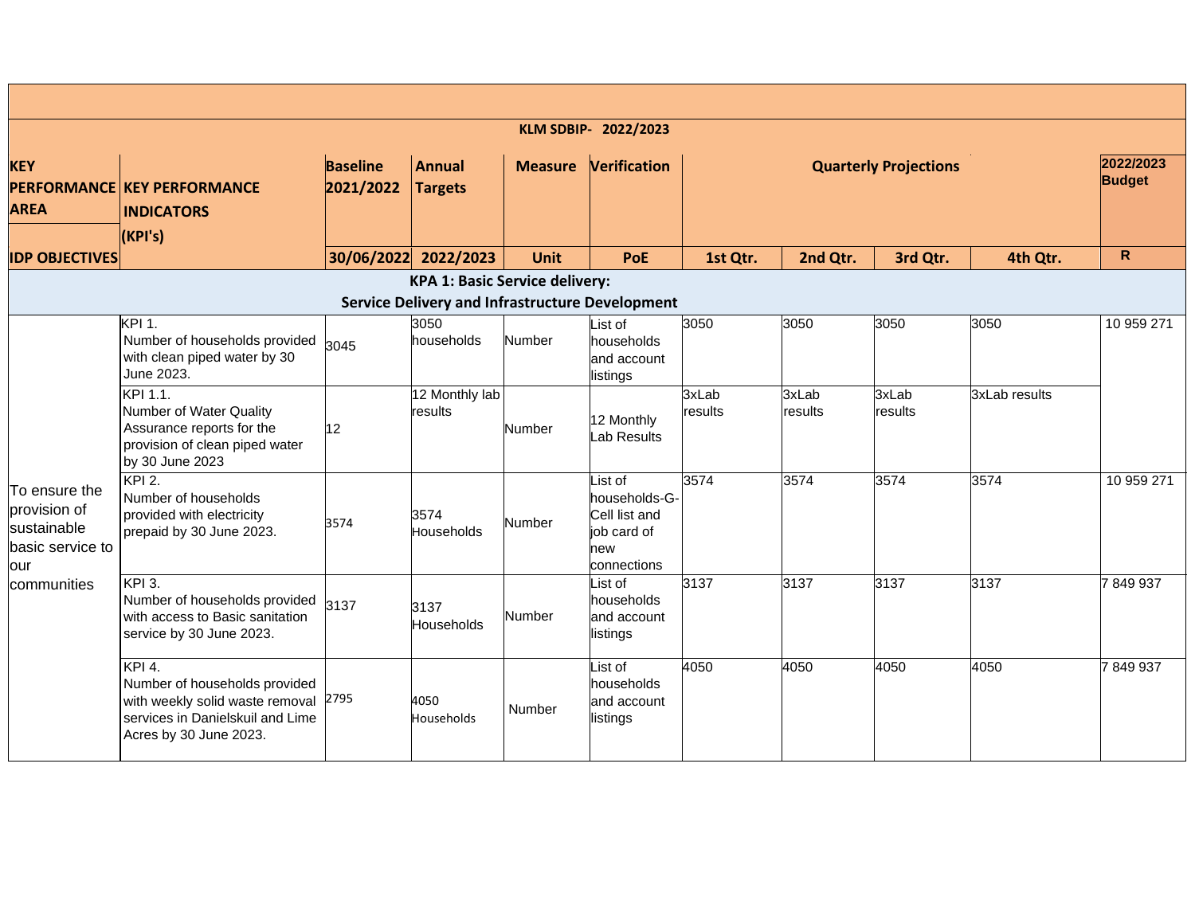| KEY PERFORMANCE AREA / IDP OBJECTIVES | KEY PERFORMANCE INDICATORS (KPI's) | Baseline 2021/2022 | Annual Targets | Measure | Verification | Quarterly Projections | | | | 2022/2023 Budget |
|---|---|---|---|---|---|---|---|---|---|---|
| | | 30/06/2022 | 2022/2023 | Unit | PoE | 1st Qtr. | 2nd Qtr. | 3rd Qtr. | 4th Qtr. | R |
| **KPA 1: Basic Service delivery: Service Delivery and Infrastructure Development** | | | | | | | | | | |
| To ensure the provision of sustainable basic service to our communities | KPI 1. Number of households provided with clean piped water by 30 June 2023. | 3045 | 3050 households | Number | List of households and account listings | 3050 | 3050 | 3050 | 3050 | 10 959 271 |
| | KPI 1.1. Number of Water Quality Assurance reports for the provision of clean piped water by 30 June 2023 | 12 | 12 Monthly lab results | Number | 12 Monthly Lab Results | 3xLab results | 3xLab results | 3xLab results | 3xLab results | |
| | KPI 2. Number of households provided with electricity prepaid by 30 June 2023. | 3574 | 3574 Households | Number | List of households-G-Cell list and job card of new connections | 3574 | 3574 | 3574 | 3574 | 10 959 271 |
| | KPI 3. Number of households provided with access to Basic sanitation service by 30 June 2023. | 3137 | 3137 Households | Number | List of households and account listings | 3137 | 3137 | 3137 | 3137 | 7 849 937 |
| | KPI 4. Number of households provided with weekly solid waste removal services in Danielskuil and Lime Acres by 30 June 2023. | 2795 | 4050 Households | Number | List of households and account listings | 4050 | 4050 | 4050 | 4050 | 7 849 937 |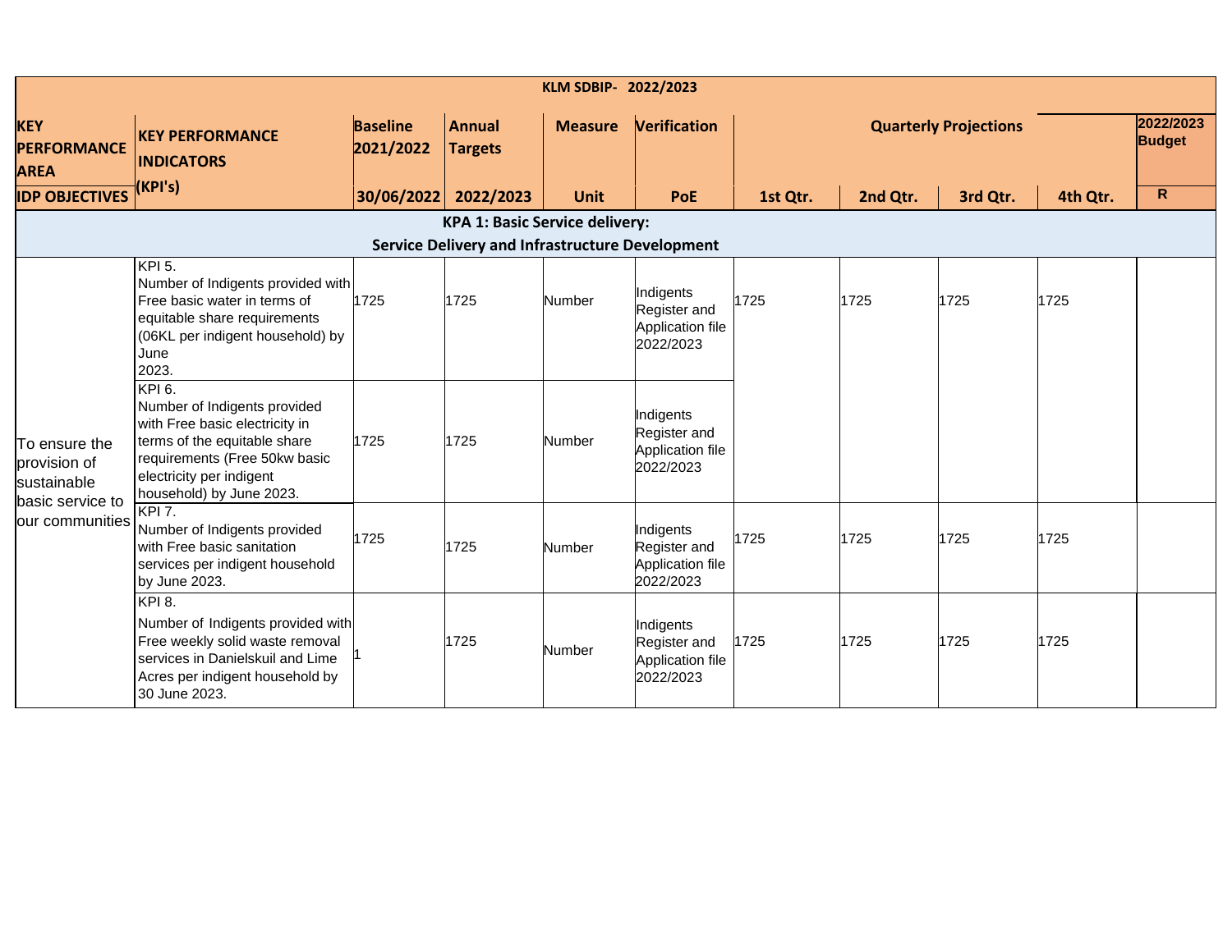| KLM SDBIP- 2022/2023 | | | | | | | | | | |
|---|---|---|---|---|---|---|---|---|---|---|
| **KEY PERFORMANCE AREA** | **KEY PERFORMANCE INDICATORS (KPI's)** | **Baseline 2021/2022** | **Annual Targets** | **Measure** | **Verification** | **Quarterly Projections** | | | | **2022/2023 Budget** |
| **IDP OBJECTIVES** | | **30/06/2022** | **2022/2023** | **Unit** | **PoE** | **1st Qtr.** | **2nd Qtr.** | **3rd Qtr.** | **4th Qtr.** | **R** |
| **KPA 1: Basic Service delivery: Service Delivery and Infrastructure Development** | | | | | | | | | | |
| To ensure the provision of sustainable basic service to our communities | KPI 5. Number of Indigents provided with Free basic water in terms of equitable share requirements (06KL per indigent household) by June 2023. | 1725 | 1725 | Number | Indigents Register and Application file 2022/2023 | 1725 | 1725 | 1725 | 1725 | |
| | KPI 6. Number of Indigents provided with Free basic electricity in terms of the equitable share requirements (Free 50kw basic electricity per indigent household) by June 2023. | 1725 | 1725 | Number | Indigents Register and Application file 2022/2023 | | | | | |
| | KPI 7. Number of Indigents provided with Free basic sanitation services per indigent household by June 2023. | 1725 | 1725 | Number | Indigents Register and Application file 2022/2023 | 1725 | 1725 | 1725 | 1725 | |
| | KPI 8. Number of Indigents provided with Free weekly solid waste removal services in Danielskuil and Lime Acres per indigent household by 30 June 2023. | 1 | 1725 | Number | Indigents Register and Application file 2022/2023 | 1725 | 1725 | 1725 | 1725 | |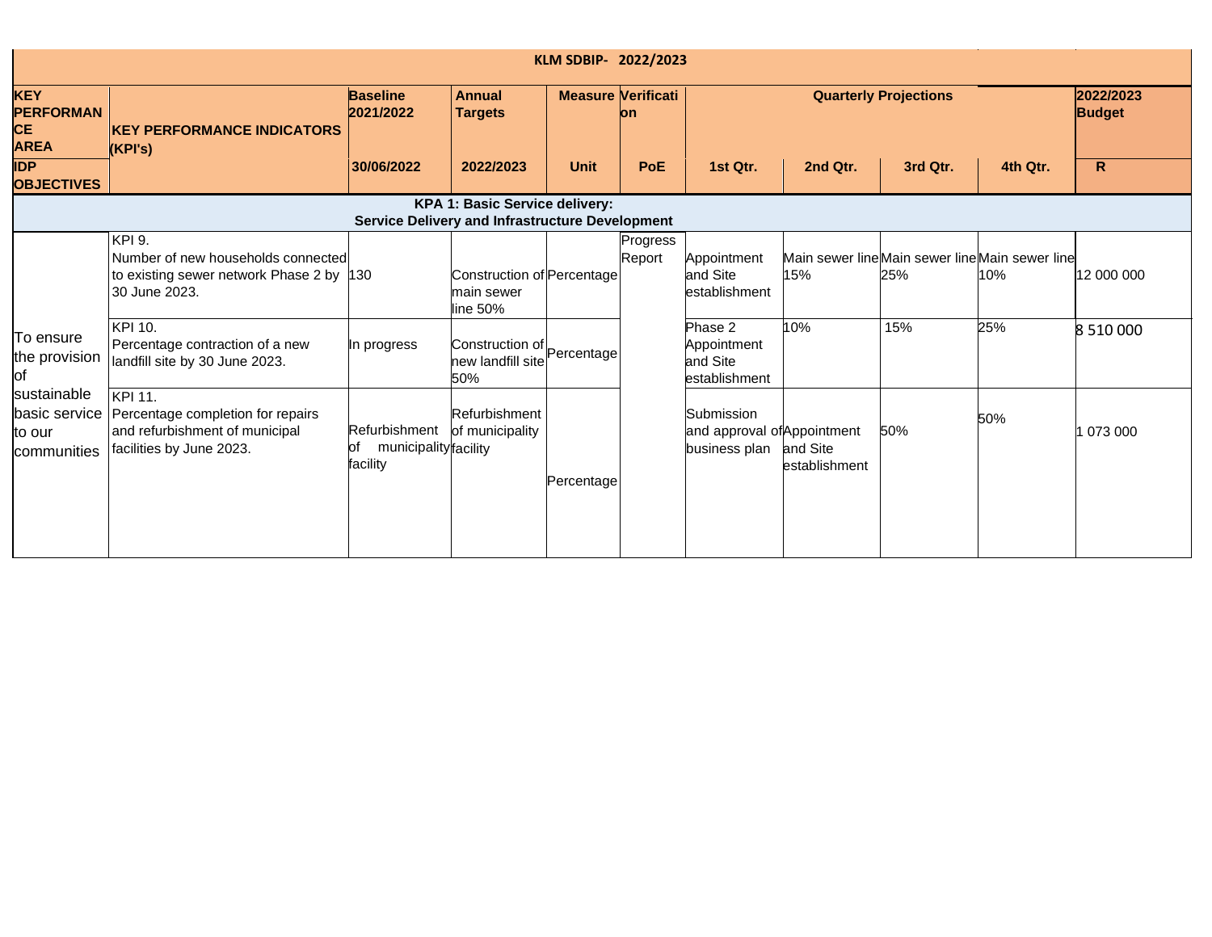| KLM SDBIP- 2022/2023 | | | | | | | | | | |
|---|---|---|---|---|---|---|---|---|---|---|
| **KEY PERFORMANCE AREA** | **KEY PERFORMANCE INDICATORS (KPI's)** | **Baseline 2021/2022** | **Annual Targets** | **Measure** | **Verification** | **Quarterly Projections** | | | | **2022/2023 Budget** |
| **IDP OBJECTIVES** | | **30/06/2022** | **2022/2023** | **Unit** | **PoE** | **1st Qtr.** | **2nd Qtr.** | **3rd Qtr.** | **4th Qtr.** | **R** |
| **KPA 1: Basic Service delivery: Service Delivery and Infrastructure Development** | | | | | | | | | | |
| To ensure the provision of sustainable basic service to our communities | KPI 9. Number of new households connected to existing sewer network Phase 2 by 30 June 2023. | 130 | Construction of main sewer line 50% | Percentage | Progress Report | Appointment and Site establishment | Main sewer line 15% | Main sewer line 25% | Main sewer line 10% | 12 000 000 |
| | KPI 10. Percentage contraction of a new landfill site by 30 June 2023. | In progress | Construction of new landfill site 50% | Percentage | | Phase 2 Appointment and Site establishment | 10% | 15% | 25% | 8 510 000 |
| | KPI 11. Percentage completion for repairs and refurbishment of municipal facilities by June 2023. | Refurbishment of municipality facility | Refurbishment of municipality facility | Percentage | | Submission and approval of business plan | Appointment and Site establishment | 50% | 50% | 1 073 000 |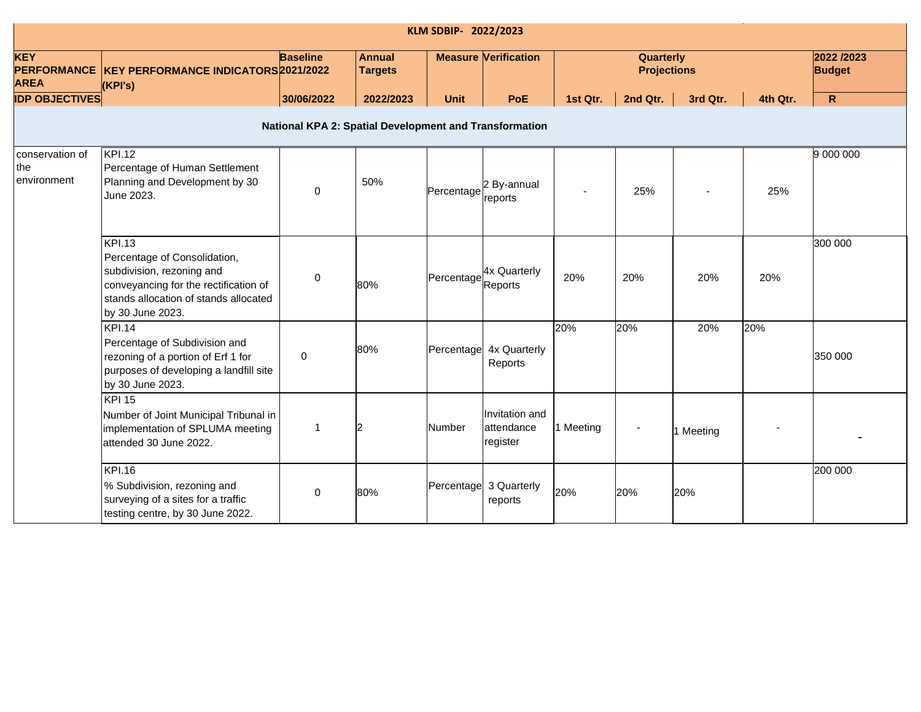| KLM SDBIP- 2022/2023 | | | | | | | | | | |
|---|---|---|---|---|---|---|---|---|---|---|
| **KEY PERFORMANCE AREA** | **KEY PERFORMANCE INDICATORS (KPI's)** | **Baseline 2021/2022** | **Annual Targets** | **Measure** | **Verification** | **Quarterly Projections** | | | | **2022 /2023 Budget** |
| **IDP OBJECTIVES** | | **30/06/2022** | **2022/2023** | **Unit** | **PoE** | **1st Qtr.** | **2nd Qtr.** | **3rd Qtr.** | **4th Qtr.** | **R** |
| **National KPA 2: Spatial Development and Transformation** | | | | | | | | | | |
| conservation of the environment | KPI.12 Percentage of Human Settlement Planning and Development by 30 June 2023. | 0 | 50% | Percentage | 2 By-annual reports | - | 25% | - | 25% | 9 000 000 |
| | KPI.13 Percentage of Consolidation, subdivision, rezoning and conveyancing for the rectification of stands allocation of stands allocated by 30 June 2023. | 0 | 80% | Percentage | 4x Quarterly Reports | 20% | 20% | 20% | 20% | 300 000 |
| | KPI.14 Percentage of Subdivision and rezoning of a portion of Erf 1 for purposes of developing a landfill site by 30 June 2023. | 0 | 80% | Percentage | 4x Quarterly Reports | 20% | 20% | 20% | 20% | 350 000 |
| | KPI 15 Number of Joint Municipal Tribunal in implementation of SPLUMA meeting attended 30 June 2022. | 1 | 2 | Number | Invitation and attendance register | 1 Meeting | - | 1 Meeting | - | - |
| | KPI.16 % Subdivision, rezoning and surveying of a sites for a traffic testing centre, by 30 June 2022. | 0 | 80% | Percentage | 3 Quarterly reports | 20% | 20% | 20% | | 200 000 |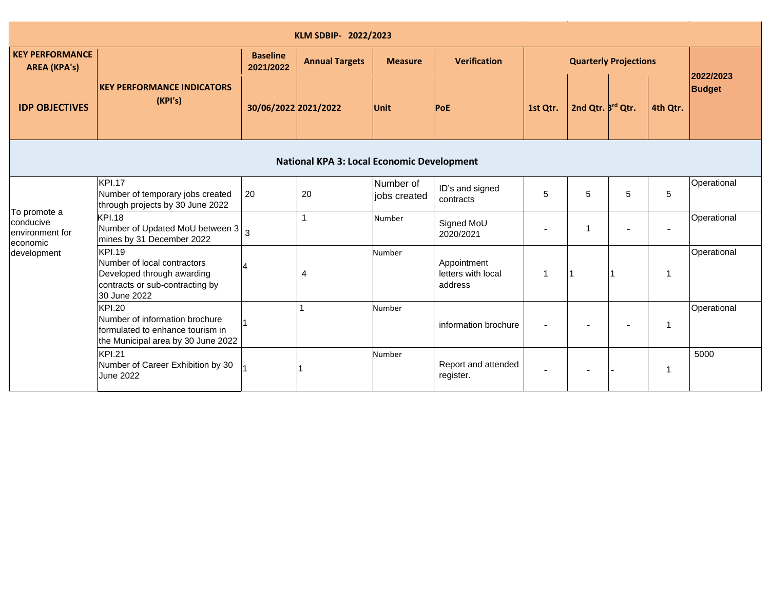| KLM SDBIP- 2022/2023 | | | | | | | | | | |
|---|---|---|---|---|---|---|---|---|---|---|
| **KEY PERFORMANCE AREA (KPA's)** **IDP OBJECTIVES** | **KEY PERFORMANCE INDICATORS (KPI's)** | **Baseline 2021/2022** **30/06/2022** | **Annual Targets** **2021/2022** | **Measure** **Unit** | **Verification** **PoE** | **Quarterly Projections** **1st Qtr.** | **2nd Qtr.** | **3rd Qtr.** | **4th Qtr.** | **2022/2023 Budget** |
| **National KPA 3: Local Economic Development** | | | | | | | | | | |
| To promote a conducive environment for economic development | KPI.17 Number of temporary jobs created through projects by 30 June 2022 | 20 | 20 | Number of jobs created | ID's and signed contracts | 5 | 5 | 5 | 5 | Operational |
| | KPI.18 Number of Updated MoU between 3 mines by 31 December 2022 | 3 | 1 | Number | Signed MoU 2020/2021 | - | 1 | - | - | Operational |
| | KPI.19 Number of local contractors Developed through awarding contracts or sub-contracting by 30 June 2022 | 4 | 4 | Number | Appointment letters with local address | 1 | 1 | 1 | 1 | Operational |
| | KPI.20 Number of information brochure formulated to enhance tourism in the Municipal area by 30 June 2022 | 1 | 1 | Number | information brochure | - | - | - | 1 | Operational |
| | KPI.21 Number of Career Exhibition by 30 June 2022 | 1 | 1 | Number | Report and attended register. | - | - | - | 1 | 5000 |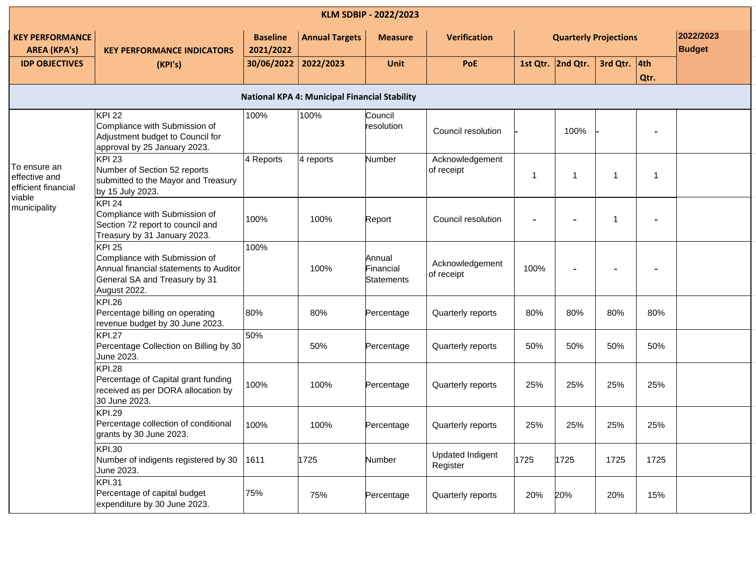| KLM SDBIP - 2022/2023 | | | | | | | | | | | |
|---|---|---|---|---|---|---|---|---|---|---|---|
| **KEY PERFORMANCE AREA (KPA's)** | **KEY PERFORMANCE INDICATORS** | **Baseline 2021/2022** | **Annual Targets** | **Measure** | **Verification** | **Quarterly Projections** | | | | **2022/2023 Budget** |
| **IDP OBJECTIVES** | **(KPI's)** | **30/06/2022** | **2022/2023** | **Unit** | **PoE** | **1st Qtr.** | **2nd Qtr.** | **3rd Qtr.** | **4th Qtr.** | |
| **National KPA 4: Municipal Financial Stability** | | | | | | | | | | |
| To ensure an effective and efficient financial viable municipality | KPI 22<br>Compliance with Submission of Adjustment budget to Council for approval by 25 January 2023. | 100% | 100% | Council resolution | Council resolution | - | 100% | - | - | |
| | KPI 23<br>Number of Section 52 reports submitted to the Mayor and Treasury by 15 July 2023. | 4 Reports | 4 reports | Number | Acknowledgement of receipt | 1 | 1 | 1 | 1 | |
| | KPI 24<br>Compliance with Submission of Section 72 report to council and Treasury by 31 January 2023. | 100% | 100% | Report | Council resolution | - | - | 1 | - | |
| | KPI 25<br>Compliance with Submission of Annual financial statements to Auditor General SA and Treasury by 31 August 2022. | 100% | 100% | Annual Financial Statements | Acknowledgement of receipt | 100% | - | - | - | |
| | KPI.26<br>Percentage billing on operating revenue budget by 30 June 2023. | 80% | 80% | Percentage | Quarterly reports | 80% | 80% | 80% | 80% | |
| | KPI.27<br>Percentage Collection on Billing by 30 June 2023. | 50% | 50% | Percentage | Quarterly reports | 50% | 50% | 50% | 50% | |
| | KPI.28<br>Percentage of Capital grant funding received as per DORA allocation by 30 June 2023. | 100% | 100% | Percentage | Quarterly reports | 25% | 25% | 25% | 25% | |
| | KPI.29<br>Percentage collection of conditional grants by 30 June 2023. | 100% | 100% | Percentage | Quarterly reports | 25% | 25% | 25% | 25% | |
| | KPI.30<br>Number of indigents registered by 30 June 2023. | 1611 | 1725 | Number | Updated Indigent Register | 1725 | 1725 | 1725 | 1725 | |
| | KPI.31<br>Percentage of capital budget expenditure by 30 June 2023. | 75% | 75% | Percentage | Quarterly reports | 20% | 20% | 20% | 15% | |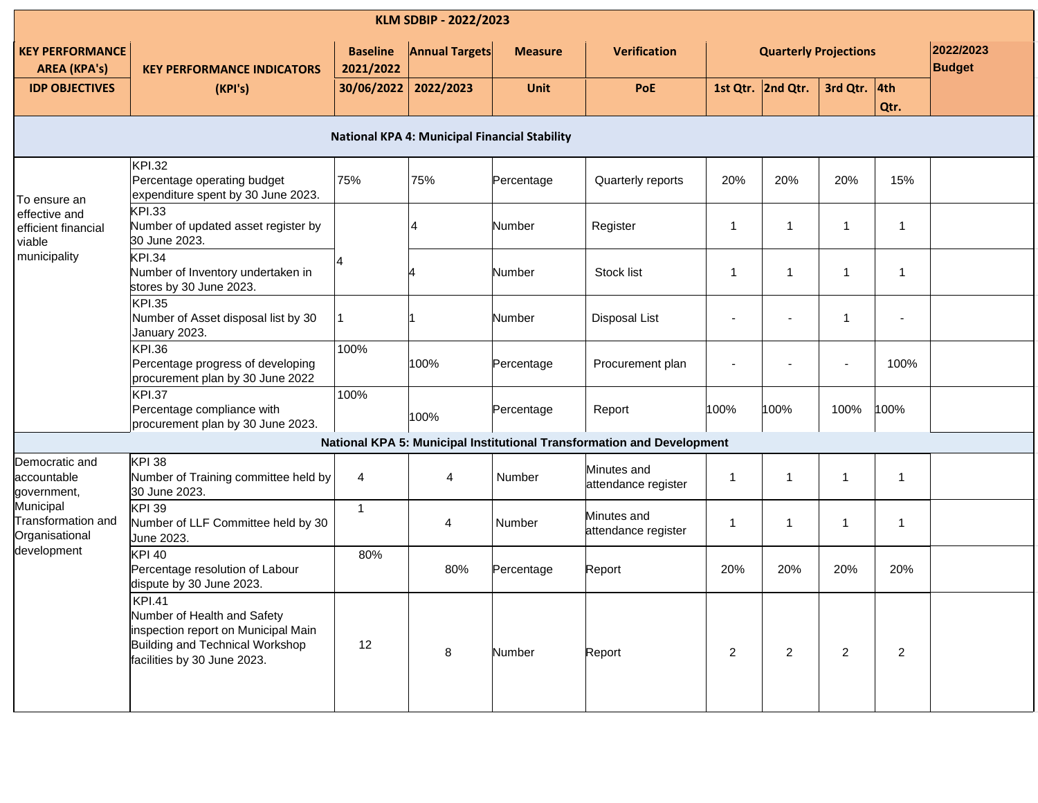| KLM SDBIP - 2022/2023 | | | | | | | | | | |
|---|---|---|---|---|---|---|---|---|---|---|
| KEY PERFORMANCE AREA (KPA's) | KEY PERFORMANCE INDICATORS | Baseline 2021/2022 | Annual Targets | Measure | Verification | Quarterly Projections | | | | 2022/2023 Budget |
| IDP OBJECTIVES | (KPI's) | 30/06/2022 | 2022/2023 | Unit | PoE | 1st Qtr. | 2nd Qtr. | 3rd Qtr. | 4th Qtr. | |
| **National KPA 4: Municipal Financial Stability** | | | | | | | | | | |
| To ensure an effective and efficient financial viable municipality | KPI.32 Percentage operating budget expenditure spent by 30 June 2023. | 75% | 75% | Percentage | Quarterly reports | 20% | 20% | 20% | 15% | |
| | KPI.33 Number of updated asset register by 30 June 2023. | 4 | 4 | Number | Register | 1 | 1 | 1 | 1 | |
| | KPI.34 Number of Inventory undertaken in stores by 30 June 2023. | | 4 | Number | Stock list | 1 | 1 | 1 | 1 | |
| | KPI.35 Number of Asset disposal list by 30 January 2023. | 1 | 1 | Number | Disposal List | - | - | 1 | - | |
| | KPI.36 Percentage progress of developing procurement plan by 30 June 2022 | 100% | 100% | Percentage | Procurement plan | - | - | - | 100% | |
| | KPI.37 Percentage compliance with procurement plan by 30 June 2023. | 100% | 100% | Percentage | Report | 100% | 100% | 100% | 100% | |
| **National KPA 5: Municipal Institutional Transformation and Development** | | | | | | | | | | |
| Democratic and accountable government, Municipal Transformation and Organisational development | KPI 38 Number of Training committee held by 30 June 2023. | 4 | 4 | Number | Minutes and attendance register | 1 | 1 | 1 | 1 | |
| | KPI 39 Number of LLF Committee held by 30 June 2023. | 1 | 4 | Number | Minutes and attendance register | 1 | 1 | 1 | 1 | |
| | KPI 40 Percentage resolution of Labour dispute by 30 June 2023. | 80% | 80% | Percentage | Report | 20% | 20% | 20% | 20% | |
| | KPI.41 Number of Health and Safety inspection report on Municipal Main Building and Technical Workshop facilities by 30 June 2023. | 12 | 8 | Number | Report | 2 | 2 | 2 | 2 | |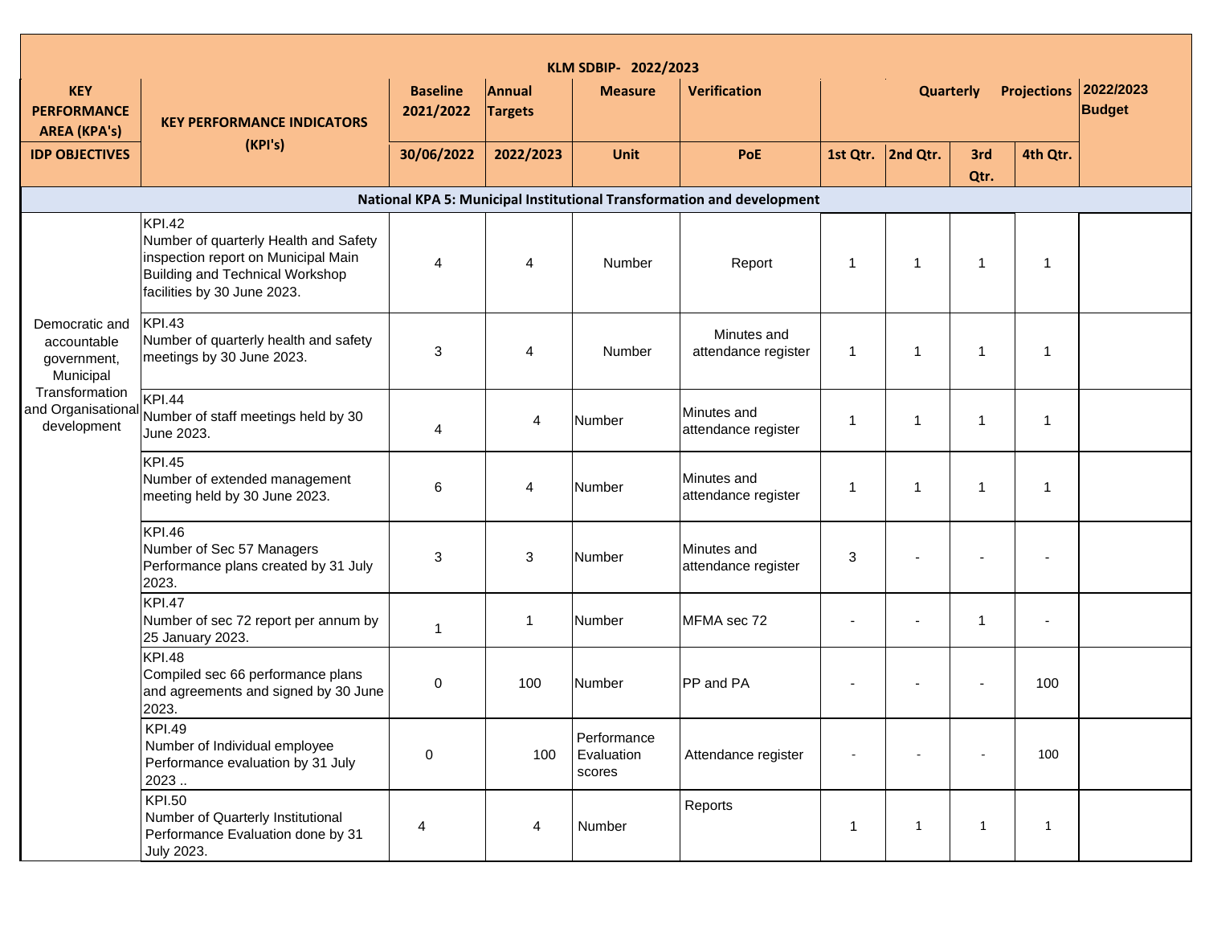| KEY PERFORMANCE AREA (KPA's) IDP OBJECTIVES | KEY PERFORMANCE INDICATORS (KPI's) | Baseline 2021/2022 30/06/2022 | Annual Targets 2022/2023 | Measure Unit | Verification PoE | Quarterly Projections 1st Qtr. | 2nd Qtr. | 3rd Qtr. | 4th Qtr. | 2022/2023 Budget |
|---|---|---|---|---|---|---|---|---|---|---|
| **National KPA 5: Municipal Institutional Transformation and development** | | | | | | | | | | |
| Democratic and accountable government, Municipal Transformation and Organisational development | KPI.42 Number of quarterly Health and Safety inspection report on Municipal Main Building and Technical Workshop facilities by 30 June 2023. | 4 | 4 | Number | Report | 1 | 1 | 1 | 1 | |
| | KPI.43 Number of quarterly health and safety meetings by 30 June 2023. | 3 | 4 | Number | Minutes and attendance register | 1 | 1 | 1 | 1 | |
| | KPI.44 Number of staff meetings held by 30 June 2023. | 4 | 4 | Number | Minutes and attendance register | 1 | 1 | 1 | 1 | |
| | KPI.45 Number of extended management meeting held by 30 June 2023. | 6 | 4 | Number | Minutes and attendance register | 1 | 1 | 1 | 1 | |
| | KPI.46 Number of Sec 57 Managers Performance plans created by 31 July 2023. | 3 | 3 | Number | Minutes and attendance register | 3 | - | - | - | |
| | KPI.47 Number of sec 72 report per annum by 25 January 2023. | 1 | 1 | Number | MFMA sec 72 | - | - | 1 | - | |
| | KPI.48 Compiled sec 66 performance plans and agreements and signed by 30 June 2023. | 0 | 100 | Number | PP and PA | - | - | - | 100 | |
| | KPI.49 Number of Individual employee Performance evaluation by 31 July 2023 .. | 0 | 100 | Performance Evaluation scores | Attendance register | - | - | - | 100 | |
| | KPI.50 Number of Quarterly Institutional Performance Evaluation done by 31 July 2023. | 4 | 4 | Number | Reports | 1 | 1 | 1 | 1 | |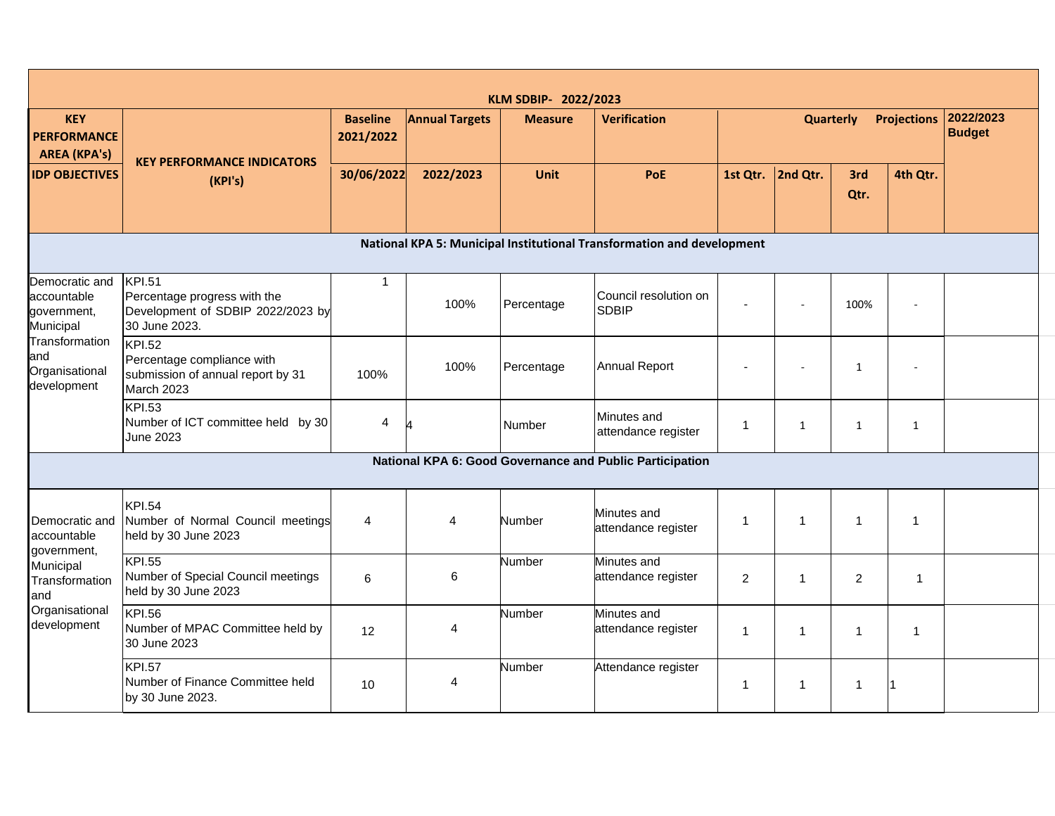| KEY PERFORMANCE AREA (KPA's) IDP OBJECTIVES | KEY PERFORMANCE INDICATORS (KPI's) | Baseline 2021/2022 30/06/2022 | Annual Targets 2022/2023 | Measure Unit | Verification PoE | Quarterly Projections 1st Qtr. | 2nd Qtr. | 3rd Qtr. | 4th Qtr. | 2022/2023 Budget |
|---|---|---|---|---|---|---|---|---|---|---|
| **National KPA 5: Municipal Institutional Transformation and development** | | | | | | | | | | |
| Democratic and accountable government, Municipal Transformation and Organisational development | KPI.51 Percentage progress with the Development of SDBIP 2022/2023 by 30 June 2023. | 1 | 100% | Percentage | Council resolution on SDBIP | - | - | 100% | - | |
| | KPI.52 Percentage compliance with submission of annual report by 31 March 2023 | 100% | 100% | Percentage | Annual Report | - | - | 1 | - | |
| | KPI.53 Number of ICT committee held by 30 June 2023 | 4 | 4 | Number | Minutes and attendance register | 1 | 1 | 1 | 1 | |
| **National KPA 6: Good Governance and Public Participation** | | | | | | | | | | |
| Democratic and accountable government, Municipal Transformation and Organisational development | KPI.54 Number of Normal Council meetings held by 30 June 2023 | 4 | 4 | Number | Minutes and attendance register | 1 | 1 | 1 | 1 | |
| | KPI.55 Number of Special Council meetings held by 30 June 2023 | 6 | 6 | Number | Minutes and attendance register | 2 | 1 | 2 | 1 | |
| | KPI.56 Number of MPAC Committee held by 30 June 2023 | 12 | 4 | Number | Minutes and attendance register | 1 | 1 | 1 | 1 | |
| | KPI.57 Number of Finance Committee held by 30 June 2023. | 10 | 4 | Number | Attendance register | 1 | 1 | 1 | 1 | |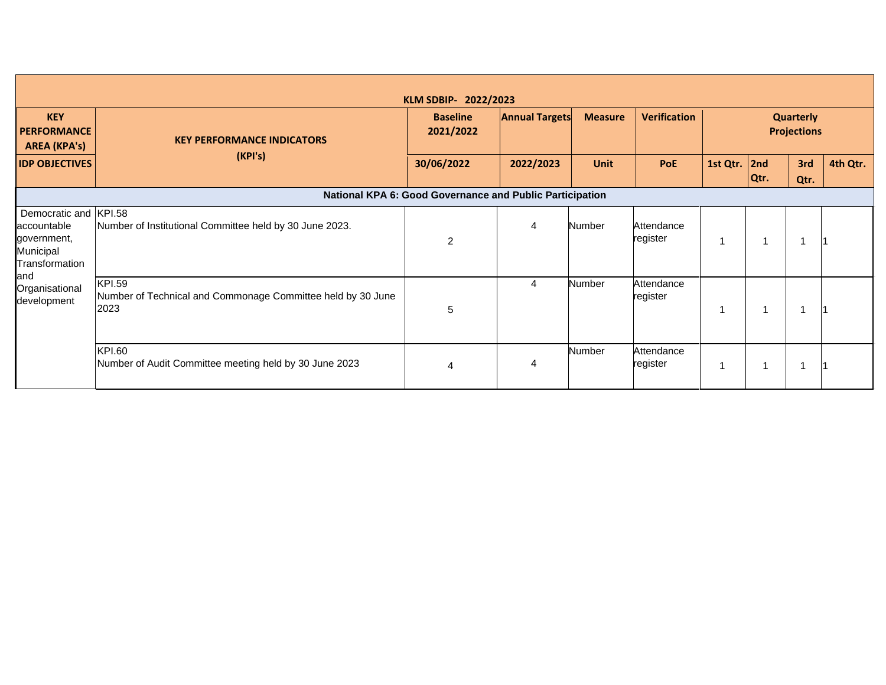| KLM SDBIP- 2022/2023 | | | | | | | | | |
|---|---|---|---|---|---|---|---|---|---|
| KEY PERFORMANCE AREA (KPA's) | KEY PERFORMANCE INDICATORS (KPI's) | Baseline 2021/2022 | Annual Targets | Measure | Verification | Quarterly Projections | | | |
| IDP OBJECTIVES | | 30/06/2022 | 2022/2023 | Unit | PoE | 1st Qtr. | 2nd Qtr. | 3rd Qtr. | 4th Qtr. |
| **National KPA 6: Good Governance and Public Participation** | | | | | | | | | |
| Democratic and accountable government, Municipal Transformation and Organisational development | KPI.58<br>Number of Institutional Committee held by 30 June 2023. | 2 | 4 | Number | Attendance register | 1 | 1 | 1 | 1 |
| | KPI.59<br>Number of Technical and Commonage Committee held by 30 June 2023 | 5 | 4 | Number | Attendance register | 1 | 1 | 1 | 1 |
| | KPI.60<br>Number of Audit Committee meeting held by 30 June 2023 | 4 | 4 | Number | Attendance register | 1 | 1 | 1 | 1 |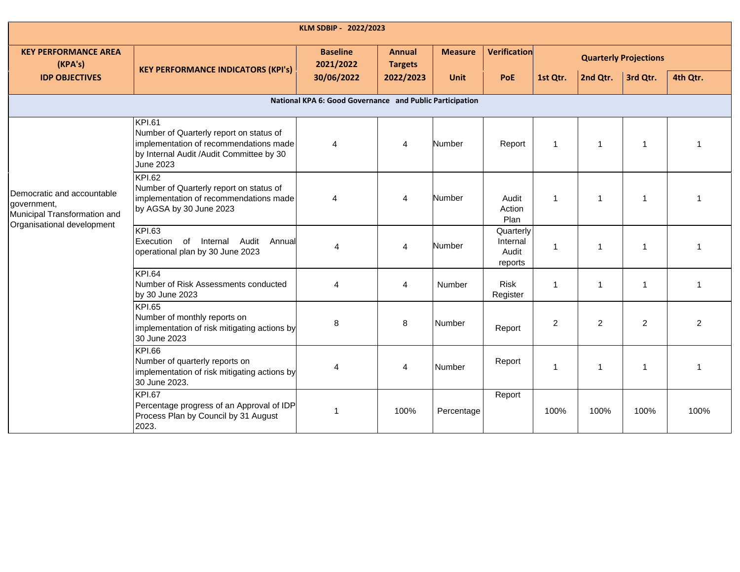| KLM SDBIP - 2022/2023 | | | | | | | | | |
|---|---|---|---|---|---|---|---|---|---|
| **KEY PERFORMANCE AREA (KPA's) IDP OBJECTIVES** | **KEY PERFORMANCE INDICATORS (KPI's)** | **Baseline 2021/2022 30/06/2022** | **Annual Targets 2022/2023** | **Measure Unit** | **Verification PoE** | **Quarterly Projections** | | | |
| | | | | | | **1st Qtr.** | **2nd Qtr.** | **3rd Qtr.** | **4th Qtr.** |
| **National KPA 6: Good Governance and Public Participation** | | | | | | | | | |
| Democratic and accountable government, Municipal Transformation and Organisational development | KPI.61 Number of Quarterly report on status of implementation of recommendations made by Internal Audit /Audit Committee by 30 June 2023 | 4 | 4 | Number | Report | 1 | 1 | 1 | 1 |
| | KPI.62 Number of Quarterly report on status of implementation of recommendations made by AGSA by 30 June 2023 | 4 | 4 | Number | Audit Action Plan | 1 | 1 | 1 | 1 |
| | KPI.63 Execution of Internal Audit Annual operational plan by 30 June 2023 | 4 | 4 | Number | Quarterly Internal Audit reports | 1 | 1 | 1 | 1 |
| | KPI.64 Number of Risk Assessments conducted by 30 June 2023 | 4 | 4 | Number | Risk Register | 1 | 1 | 1 | 1 |
| | KPI.65 Number of monthly reports on implementation of risk mitigating actions by 30 June 2023 | 8 | 8 | Number | Report | 2 | 2 | 2 | 2 |
| | KPI.66 Number of quarterly reports on implementation of risk mitigating actions by 30 June 2023. | 4 | 4 | Number | Report | 1 | 1 | 1 | 1 |
| | KPI.67 Percentage progress of an Approval of IDP Process Plan by Council by 31 August 2023. | 1 | 100% | Percentage | Report | 100% | 100% | 100% | 100% |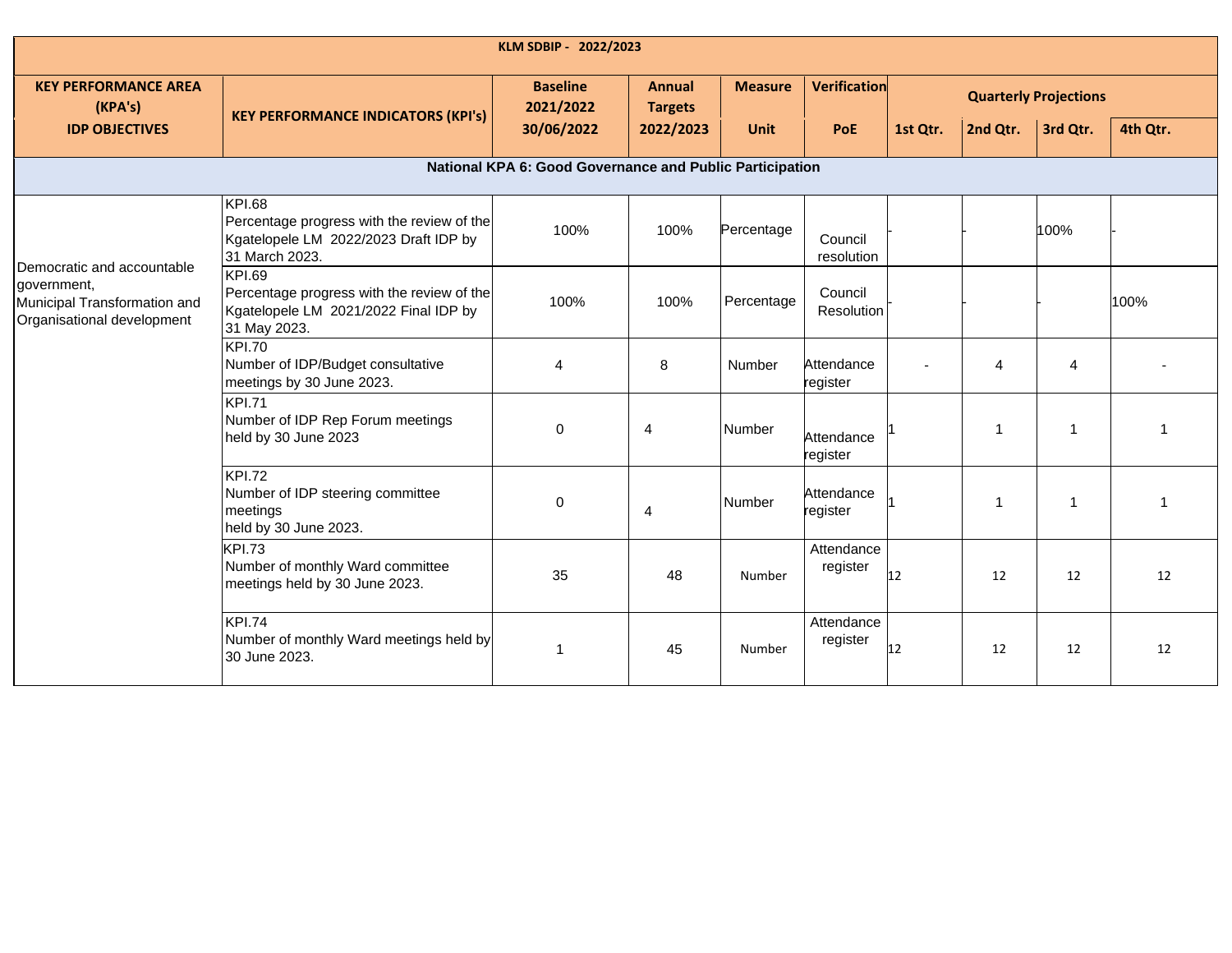| KLM SDBIP - 2022/2023 | | | | | | | | | | |
|---|---|---|---|---|---|---|---|---|---|---|
| KEY PERFORMANCE AREA (KPA's)<br>IDP OBJECTIVES | KEY PERFORMANCE INDICATORS (KPI's) | Baseline 2021/2022<br>30/06/2022 | Annual Targets<br>2022/2023 | Measure<br>Unit | Verification<br>PoE | Quarterly Projections | | | |
| | | | | | | 1st Qtr. | 2nd Qtr. | 3rd Qtr. | 4th Qtr. |
| **National KPA 6: Good Governance and Public Participation** | | | | | | | | | |
| Democratic and accountable government,<br>Municipal Transformation and Organisational development | KPI.68<br>Percentage progress with the review of the Kgatelopele LM 2022/2023 Draft IDP by 31 March 2023. | 100% | 100% | Percentage | Council resolution | - | - | 100% | - |
| | KPI.69<br>Percentage progress with the review of the Kgatelopele LM 2021/2022 Final IDP by 31 May 2023. | 100% | 100% | Percentage | Council Resolution | - | - | - | 100% |
| | KPI.70<br>Number of IDP/Budget consultative meetings by 30 June 2023. | 4 | 8 | Number | Attendance register | - | 4 | 4 | - |
| | KPI.71<br>Number of IDP Rep Forum meetings held by 30 June 2023 | 0 | 4 | Number | Attendance register | 1 | 1 | 1 | 1 |
| | KPI.72<br>Number of IDP steering committee meetings held by 30 June 2023. | 0 | 4 | Number | Attendance register | 1 | 1 | 1 | 1 |
| | KPI.73<br>Number of monthly Ward committee meetings held by 30 June 2023. | 35 | 48 | Number | Attendance register | 12 | 12 | 12 | 12 |
| | KPI.74<br>Number of monthly Ward meetings held by 30 June 2023. | 1 | 45 | Number | Attendance register | 12 | 12 | 12 | 12 |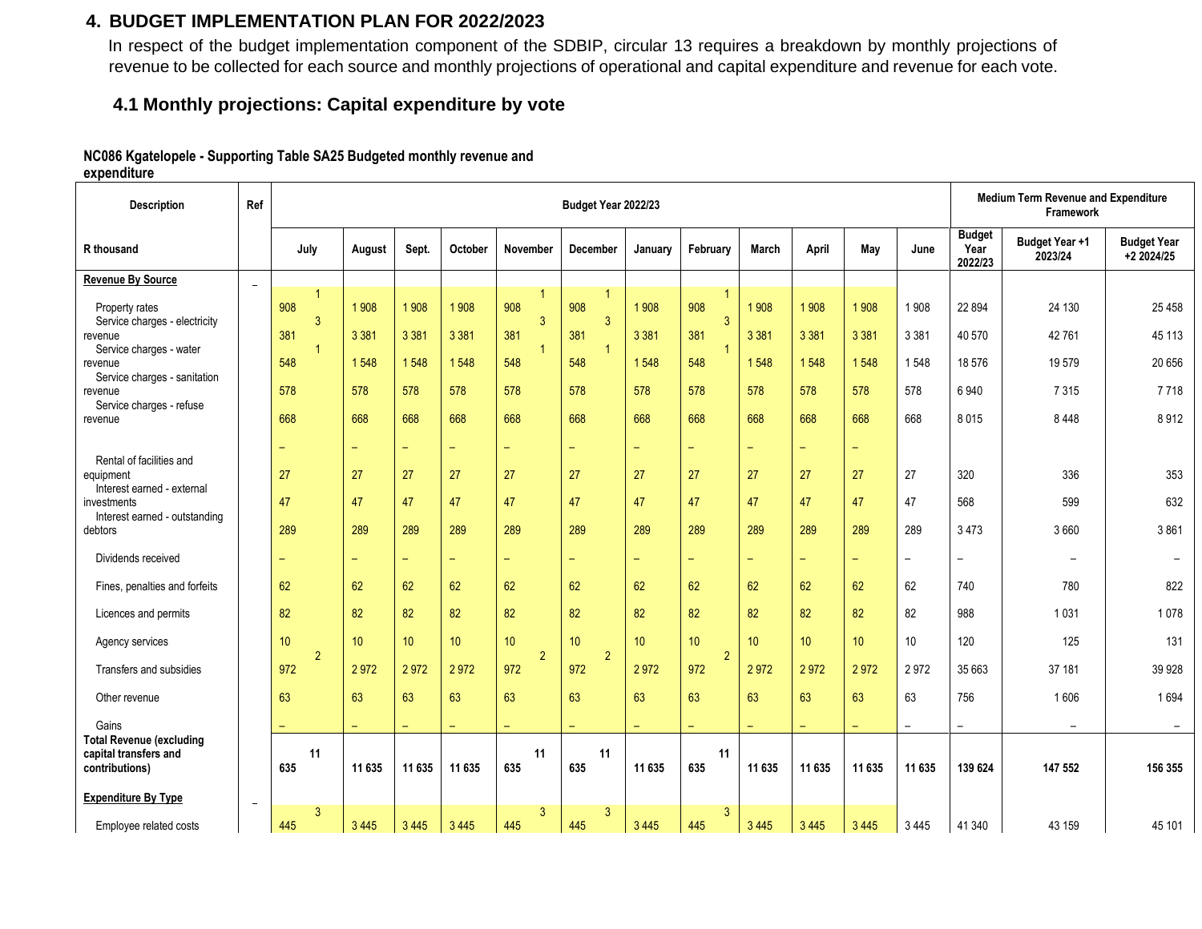## 4. BUDGET IMPLEMENTATION PLAN FOR 2022/2023

In respect of the budget implementation component of the SDBIP, circular 13 requires a breakdown by monthly projections of revenue to be collected for each source and monthly projections of operational and capital expenditure and revenue for each vote.

### 4.1 Monthly projections: Capital expenditure by vote

**NC086 Kgatelopele - Supporting Table SA25 Budgeted monthly revenue and expenditure**

| Description | Ref | Budget Year 2022/23 | | | | | | | | | | | | Medium Term Revenue and Expenditure Framework | | |
|---|---|---|---|---|---|---|---|---|---|---|---|---|---|---|---|---|
| R thousand | | July | August | Sept. | October | November | December | January | February | March | April | May | June | Budget Year 2022/23 | Budget Year +1 2023/24 | Budget Year +2 2024/25 |
| **Revenue By Source** | – | | | | | | | | | | | | | | | |
| Property rates | | 1 908 | 1 908 | 1 908 | 1 908 | 1 908 | 1 908 | 1 908 | 1 908 | 1 908 | 1 908 | 1 908 | 1 908 | 22 894 | 24 130 | 25 458 |
| Service charges - electricity revenue | | 3 381 | 3 381 | 3 381 | 3 381 | 3 381 | 3 381 | 3 381 | 3 381 | 3 381 | 3 381 | 3 381 | 3 381 | 40 570 | 42 761 | 45 113 |
| Service charges - water revenue | | 1 548 | 1 548 | 1 548 | 1 548 | 1 548 | 1 548 | 1 548 | 1 548 | 1 548 | 1 548 | 1 548 | 1 548 | 18 576 | 19 579 | 20 656 |
| Service charges - sanitation revenue | | 578 | 578 | 578 | 578 | 578 | 578 | 578 | 578 | 578 | 578 | 578 | 578 | 6 940 | 7 315 | 7 718 |
| Service charges - refuse revenue | | 668 | 668 | 668 | 668 | 668 | 668 | 668 | 668 | 668 | 668 | 668 | 668 | 8 015 | 8 448 | 8 912 |
| | | – | – | – | – | – | – | – | – | – | – | – | | | | |
| Rental of facilities and equipment | | 27 | 27 | 27 | 27 | 27 | 27 | 27 | 27 | 27 | 27 | 27 | 27 | 320 | 336 | 353 |
| Interest earned - external investments | | 47 | 47 | 47 | 47 | 47 | 47 | 47 | 47 | 47 | 47 | 47 | 47 | 568 | 599 | 632 |
| Interest earned - outstanding debtors | | 289 | 289 | 289 | 289 | 289 | 289 | 289 | 289 | 289 | 289 | 289 | 289 | 3 473 | 3 660 | 3 861 |
| Dividends received | | – | – | – | – | – | – | – | – | – | – | – | – | – | – | – |
| Fines, penalties and forfeits | | 62 | 62 | 62 | 62 | 62 | 62 | 62 | 62 | 62 | 62 | 62 | 62 | 740 | 780 | 822 |
| Licences and permits | | 82 | 82 | 82 | 82 | 82 | 82 | 82 | 82 | 82 | 82 | 82 | 82 | 988 | 1 031 | 1 078 |
| Agency services | | 10 | 10 | 10 | 10 | 10 | 10 | 10 | 10 | 10 | 10 | 10 | 10 | 120 | 125 | 131 |
| Transfers and subsidies | | 2 972 | 2 972 | 2 972 | 2 972 | 2 972 | 2 972 | 2 972 | 2 972 | 2 972 | 2 972 | 2 972 | 2 972 | 35 663 | 37 181 | 39 928 |
| Other revenue | | 63 | 63 | 63 | 63 | 63 | 63 | 63 | 63 | 63 | 63 | 63 | 63 | 756 | 1 606 | 1 694 |
| Gains | | – | – | – | – | – | – | – | – | – | – | – | – | – | – | – |
| **Total Revenue (excluding capital transfers and contributions)** | | **11 635** | **11 635** | **11 635** | **11 635** | **11 635** | **11 635** | **11 635** | **11 635** | **11 635** | **11 635** | **11 635** | **11 635** | **139 624** | **147 552** | **156 355** |
| **Expenditure By Type** | – | | | | | | | | | | | | | | | |
| Employee related costs | | 3 445 | 3 445 | 3 445 | 3 445 | 3 445 | 3 445 | 3 445 | 3 445 | 3 445 | 3 445 | 3 445 | 3 445 | 41 340 | 43 159 | 45 101 |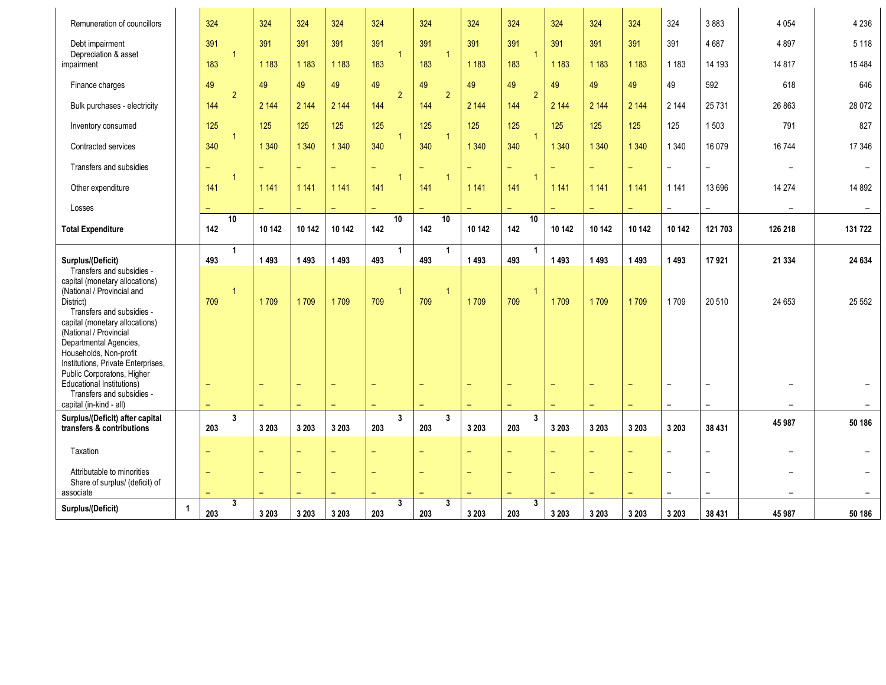| Description | Ref | Col 1 | Col 2 | Col 3 | Col 4 | Col 5 | Col 6 | Col 7 | Col 8 | Col 9 | Col 10 | Col 11 | Col 12 | Col 13 | Col 14 | Col 15 |
|---|---|---|---|---|---|---|---|---|---|---|---|---|---|---|---|---|
| Remuneration of councillors | | 324 | 324 | 324 | 324 | 324 | 324 | 324 | 324 | 324 | 324 | 324 | 324 | 3 883 | 4 054 | 4 236 |
| Debt impairment | | 391 | 391 | 391 | 391 | 391 | 391 | 391 | 391 | 391 | 391 | 391 | 391 | 4 687 | 4 897 | 5 118 |
| Depreciation & asset impairment | | 1 183 | 1 183 | 1 183 | 1 183 | 1 183 | 1 183 | 1 183 | 1 183 | 1 183 | 1 183 | 1 183 | 1 183 | 14 193 | 14 817 | 15 484 |
| Finance charges | | 49 | 49 | 49 | 49 | 49 | 49 | 49 | 49 | 49 | 49 | 49 | 49 | 592 | 618 | 646 |
| Bulk purchases - electricity | | 2 144 | 2 144 | 2 144 | 2 144 | 2 144 | 2 144 | 2 144 | 2 144 | 2 144 | 2 144 | 2 144 | 2 144 | 25 731 | 26 863 | 28 072 |
| Inventory consumed | | 125 | 125 | 125 | 125 | 125 | 125 | 125 | 125 | 125 | 125 | 125 | 125 | 1 503 | 791 | 827 |
| Contracted services | | 1 340 | 1 340 | 1 340 | 1 340 | 1 340 | 1 340 | 1 340 | 1 340 | 1 340 | 1 340 | 1 340 | 1 340 | 16 079 | 16 744 | 17 346 |
| Transfers and subsidies | | – | – | – | – | – | – | – | – | – | – | – | – | – | – | – |
| Other expenditure | | 1 141 | 1 141 | 1 141 | 1 141 | 1 141 | 1 141 | 1 141 | 1 141 | 1 141 | 1 141 | 1 141 | 1 141 | 13 696 | 14 274 | 14 892 |
| Losses | | – | – | – | – | – | – | – | – | – | – | – | – | – | – | – |
| **Total Expenditure** | | **10 142** | **10 142** | **10 142** | **10 142** | **10 142** | **10 142** | **10 142** | **10 142** | **10 142** | **10 142** | **10 142** | **10 142** | **121 703** | **126 218** | **131 722** |
| **Surplus/(Deficit)** | | **1 493** | **1 493** | **1 493** | **1 493** | **1 493** | **1 493** | **1 493** | **1 493** | **1 493** | **1 493** | **1 493** | **1 493** | **17 921** | **21 334** | **24 634** |
| Transfers and subsidies - capital (monetary allocations) (National / Provincial and District) | | 1 709 | 1 709 | 1 709 | 1 709 | 1 709 | 1 709 | 1 709 | 1 709 | 1 709 | 1 709 | 1 709 | 1 709 | 20 510 | 24 653 | 25 552 |
| Transfers and subsidies - capital (monetary allocations) (National / Provincial Departmental Agencies, Households, Non-profit Institutions, Private Enterprises, Public Corporatons, Higher Educational Institutions) | | – | – | – | – | – | – | – | – | – | – | – | – | – | – | – |
| Transfers and subsidies - capital (in-kind - all) | | – | – | – | – | – | – | – | – | – | – | – | – | – | – | – |
| **Surplus/(Deficit) after capital transfers & contributions** | | **3 203** | **3 203** | **3 203** | **3 203** | **3 203** | **3 203** | **3 203** | **3 203** | **3 203** | **3 203** | **3 203** | **3 203** | **38 431** | **45 987** | **50 186** |
| Taxation | | – | – | – | – | – | – | – | – | – | – | – | – | – | – | – |
| Attributable to minorities | | – | – | – | – | – | – | – | – | – | – | – | – | – | – | – |
| Share of surplus/ (deficit) of associate | | – | – | – | – | – | – | – | – | – | – | – | – | – | – | – |
| **Surplus/(Deficit)** | **1** | **3 203** | **3 203** | **3 203** | **3 203** | **3 203** | **3 203** | **3 203** | **3 203** | **3 203** | **3 203** | **3 203** | **3 203** | **38 431** | **45 987** | **50 186** |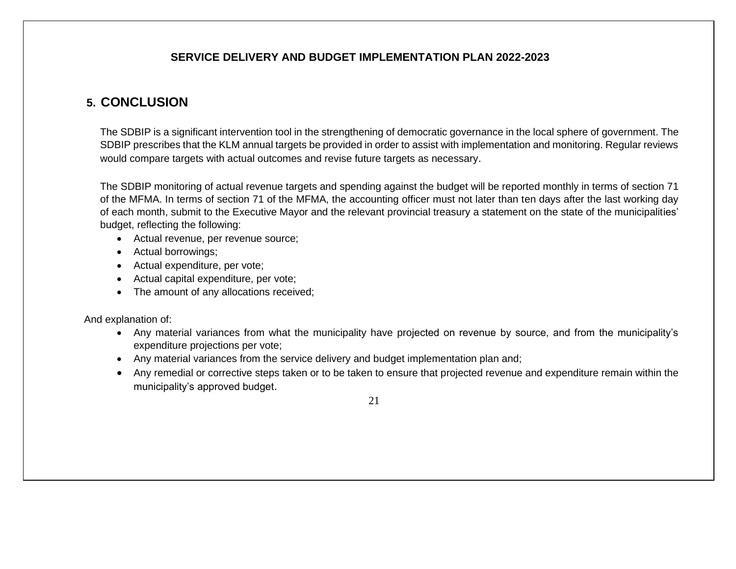## 5. CONCLUSION

The SDBIP is a significant intervention tool in the strengthening of democratic governance in the local sphere of government. The SDBIP prescribes that the KLM annual targets be provided in order to assist with implementation and monitoring. Regular reviews would compare targets with actual outcomes and revise future targets as necessary.

The SDBIP monitoring of actual revenue targets and spending against the budget will be reported monthly in terms of section 71 of the MFMA. In terms of section 71 of the MFMA, the accounting officer must not later than ten days after the last working day of each month, submit to the Executive Mayor and the relevant provincial treasury a statement on the state of the municipalities' budget, reflecting the following:

- Actual revenue, per revenue source;
- Actual borrowings;
- Actual expenditure, per vote;
- Actual capital expenditure, per vote;
- The amount of any allocations received;

And explanation of:

- Any material variances from what the municipality have projected on revenue by source, and from the municipality's expenditure projections per vote;
- Any material variances from the service delivery and budget implementation plan and;
- Any remedial or corrective steps taken or to be taken to ensure that projected revenue and expenditure remain within the municipality's approved budget.